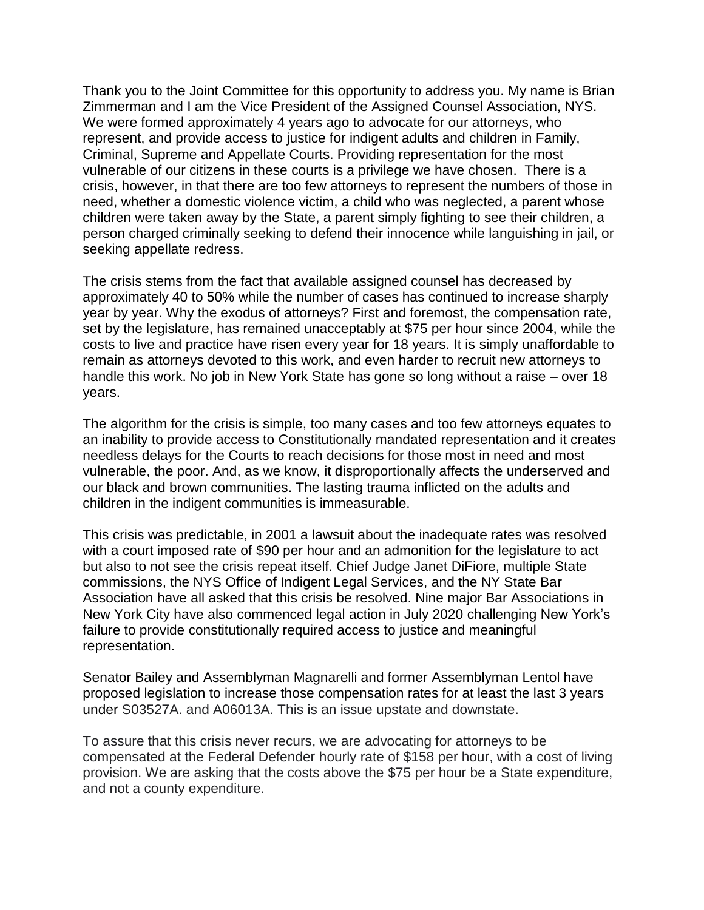Thank you to the Joint Committee for this opportunity to address you. My name is Brian Zimmerman and I am the Vice President of the Assigned Counsel Association, NYS. We were formed approximately 4 years ago to advocate for our attorneys, who represent, and provide access to justice for indigent adults and children in Family, Criminal, Supreme and Appellate Courts. Providing representation for the most vulnerable of our citizens in these courts is a privilege we have chosen. There is a crisis, however, in that there are too few attorneys to represent the numbers of those in need, whether a domestic violence victim, a child who was neglected, a parent whose children were taken away by the State, a parent simply fighting to see their children, a person charged criminally seeking to defend their innocence while languishing in jail, or seeking appellate redress.

The crisis stems from the fact that available assigned counsel has decreased by approximately 40 to 50% while the number of cases has continued to increase sharply year by year. Why the exodus of attorneys? First and foremost, the compensation rate, set by the legislature, has remained unacceptably at $75 per hour since 2004, while the costs to live and practice have risen every year for 18 years. It is simply unaffordable to remain as attorneys devoted to this work, and even harder to recruit new attorneys to handle this work. No job in New York State has gone so long without a raise – over 18 years.

The algorithm for the crisis is simple, too many cases and too few attorneys equates to an inability to provide access to Constitutionally mandated representation and it creates needless delays for the Courts to reach decisions for those most in need and most vulnerable, the poor. And, as we know, it disproportionally affects the underserved and our black and brown communities. The lasting trauma inflicted on the adults and children in the indigent communities is immeasurable.

This crisis was predictable, in 2001 a lawsuit about the inadequate rates was resolved with a court imposed rate of $90 per hour and an admonition for the legislature to act but also to not see the crisis repeat itself. Chief Judge Janet DiFiore, multiple State commissions, the NYS Office of Indigent Legal Services, and the NY State Bar Association have all asked that this crisis be resolved. Nine major Bar Associations in New York City have also commenced legal action in July 2020 challenging New York's failure to provide constitutionally required access to justice and meaningful representation.

Senator Bailey and Assemblyman Magnarelli and former Assemblyman Lentol have proposed legislation to increase those compensation rates for at least the last 3 years under S03527A. and A06013A. This is an issue upstate and downstate.

To assure that this crisis never recurs, we are advocating for attorneys to be compensated at the Federal Defender hourly rate of $158 per hour, with a cost of living provision. We are asking that the costs above the $75 per hour be a State expenditure, and not a county expenditure.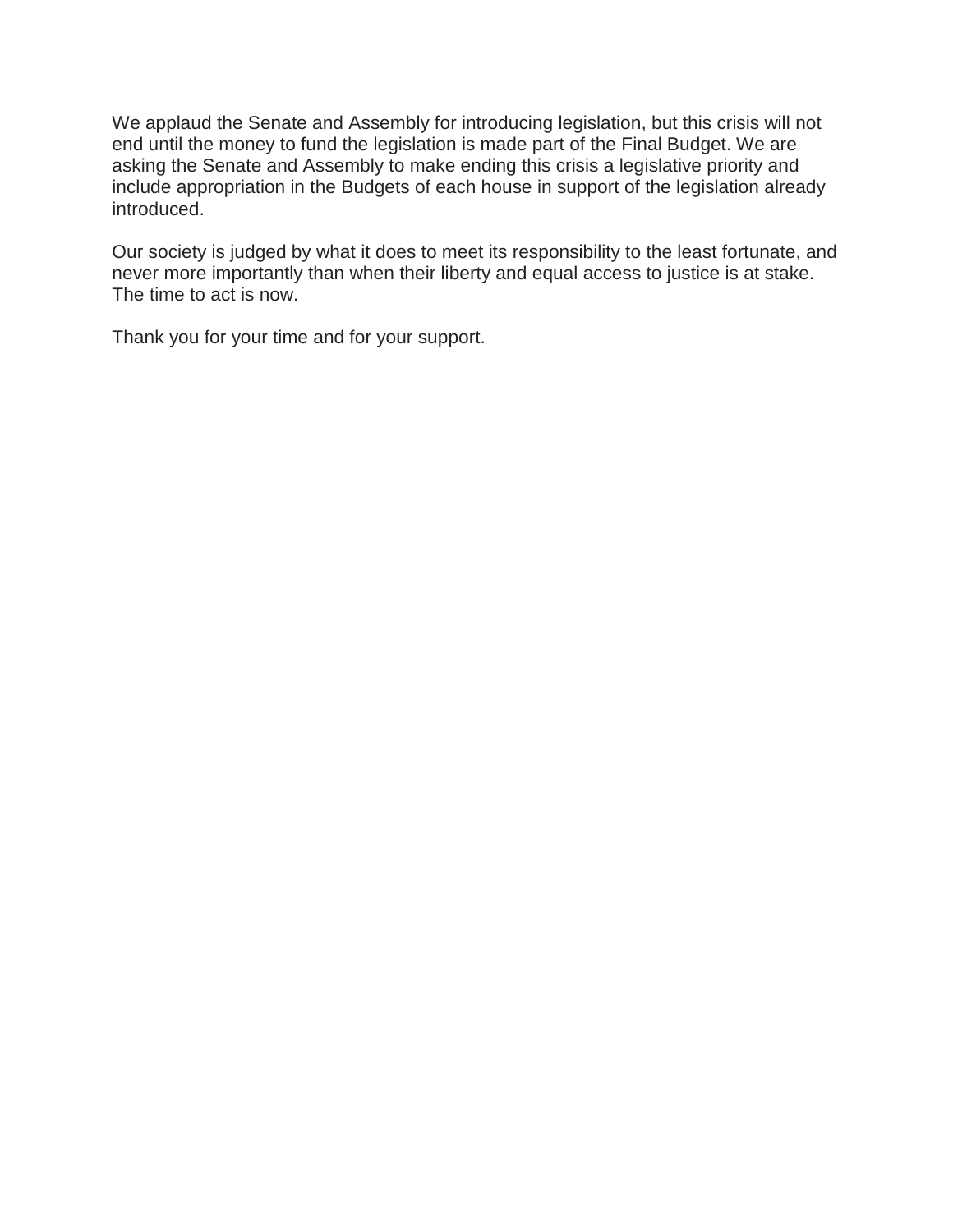We applaud the Senate and Assembly for introducing legislation, but this crisis will not end until the money to fund the legislation is made part of the Final Budget. We are asking the Senate and Assembly to make ending this crisis a legislative priority and include appropriation in the Budgets of each house in support of the legislation already introduced.

Our society is judged by what it does to meet its responsibility to the least fortunate, and never more importantly than when their liberty and equal access to justice is at stake. The time to act is now.

Thank you for your time and for your support.